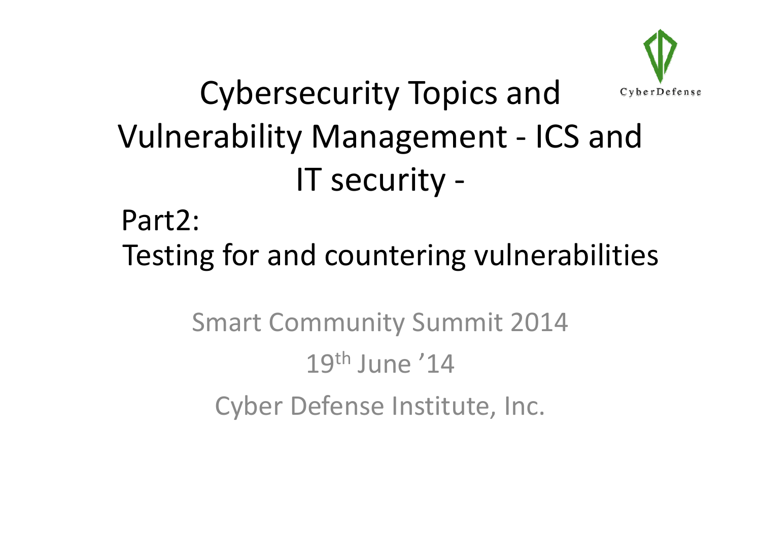# Cybersecurity Topics and Vulnerability Management - ICS and IT security -

## Part2: Testing for and countering vulnerabilities

CyberDefense

Smart Community Summit 2014

19th June '14

Cyber Defense Institute, Inc.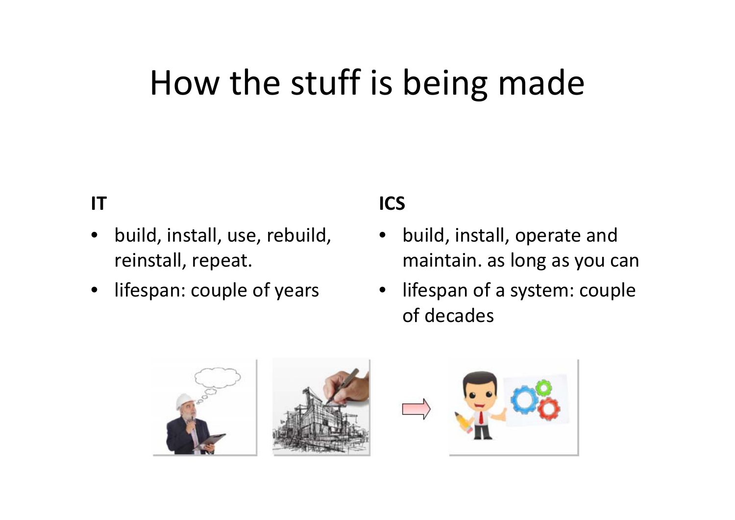# How the stuff is being made

**IT**

- build, install, use, rebuild, reinstall, repeat.
- lifespan: couple of years

**ICS**

- build, install, operate and maintain. as long as you can
- lifespan of a system: couple of decades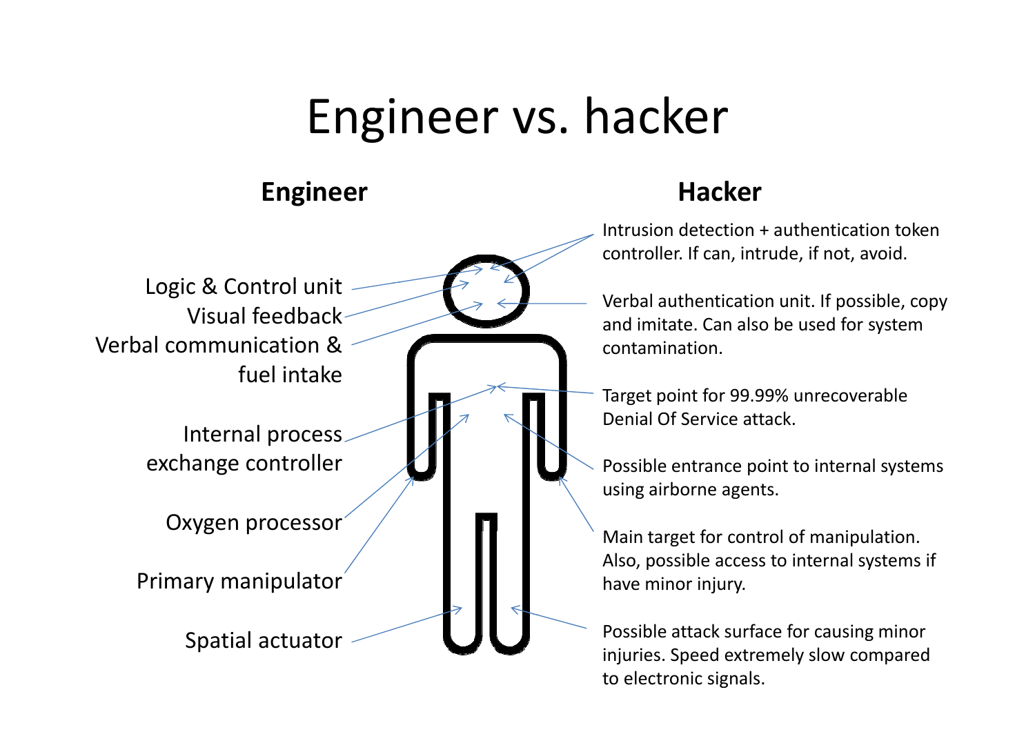# Engineer vs. hacker

## Engineer

- Logic & Control unit
- Visual feedback
- Verbal communication & fuel intake
- Internal process exchange controller
- Oxygen processor
- Primary manipulator
- Spatial actuator

## Hacker

- Intrusion detection + authentication token controller. If can, intrude, if not, avoid.
- Verbal authentication unit. If possible, copy and imitate. Can also be used for system contamination.
- Target point for 99.99% unrecoverable Denial Of Service attack.
- Possible entrance point to internal systems using airborne agents.
- Main target for control of manipulation. Also, possible access to internal systems if have minor injury.
- Possible attack surface for causing minor injuries. Speed extremely slow compared to electronic signals.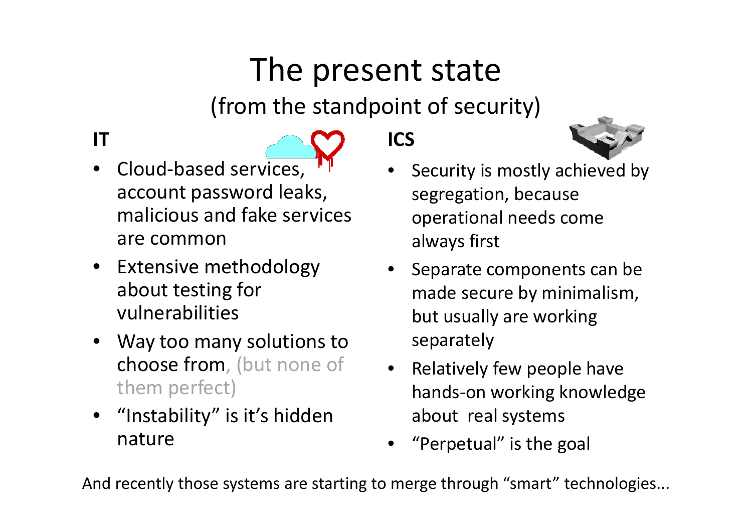# The present state

(from the standpoint of security)

**IT**

- Cloud-based services, account password leaks, malicious and fake services are common
- Extensive methodology about testing for vulnerabilities
- Way too many solutions to choose from, (but none of them perfect)
- “Instability” is it’s hidden nature

**ICS**

- Security is mostly achieved by segregation, because operational needs come always first
- Separate components can be made secure by minimalism, but usually are working separately
- Relatively few people have hands-on working knowledge about real systems
- “Perpetual” is the goal

And recently those systems are starting to merge through “smart” technologies...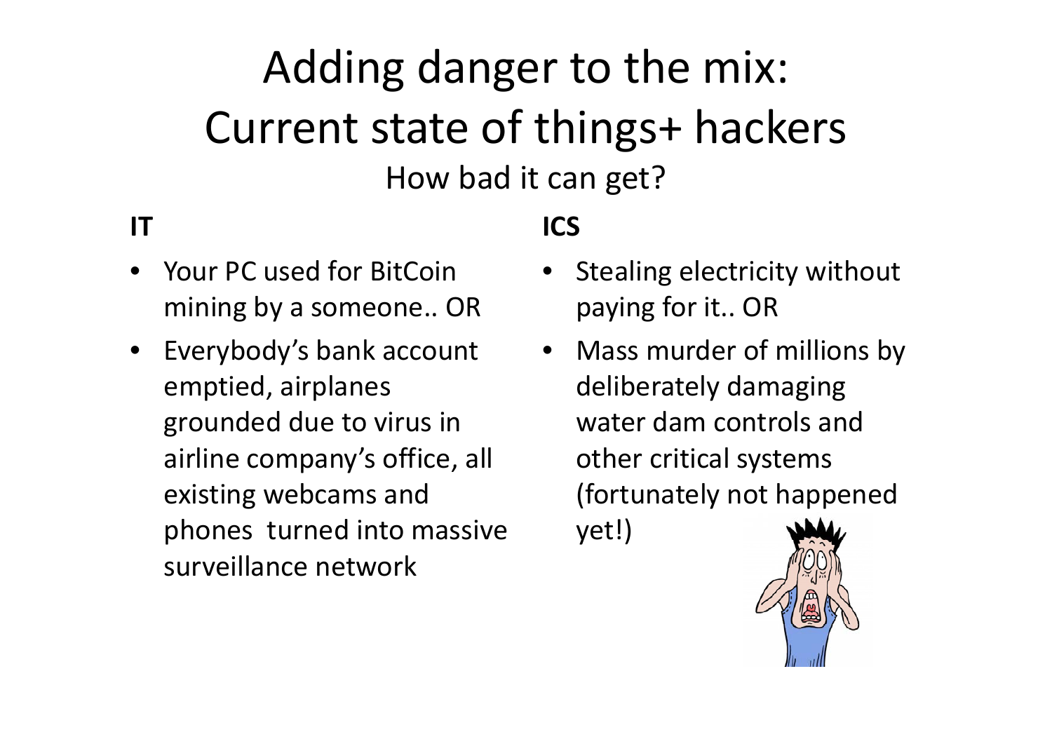# Adding danger to the mix: Current state of things+ hackers

## How bad it can get?

**IT**

- Your PC used for BitCoin mining by a someone.. OR
- Everybody's bank account emptied, airplanes grounded due to virus in airline company's office, all existing webcams and phones turned into massive surveillance network

**ICS**

- Stealing electricity without paying for it.. OR
- Mass murder of millions by deliberately damaging water dam controls and other critical systems (fortunately not happened yet!)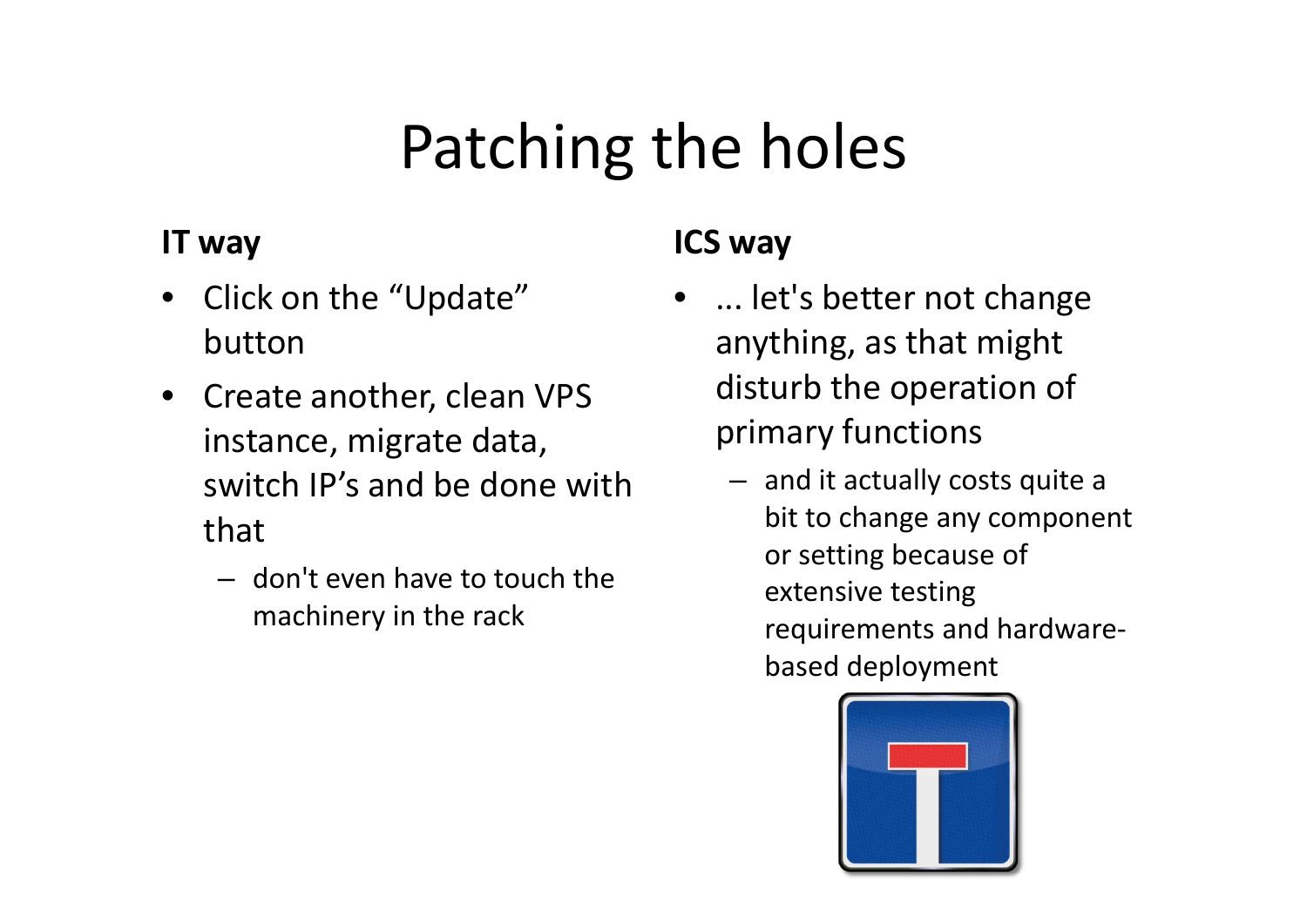# Patching the holes

**IT way**

- Click on the "Update" button
- Create another, clean VPS instance, migrate data, switch IP's and be done with that
  - don't even have to touch the machinery in the rack

**ICS way**

- ... let's better not change anything, as that might disturb the operation of primary functions
  - and it actually costs quite a bit to change any component or setting because of extensive testing requirements and hardware-based deployment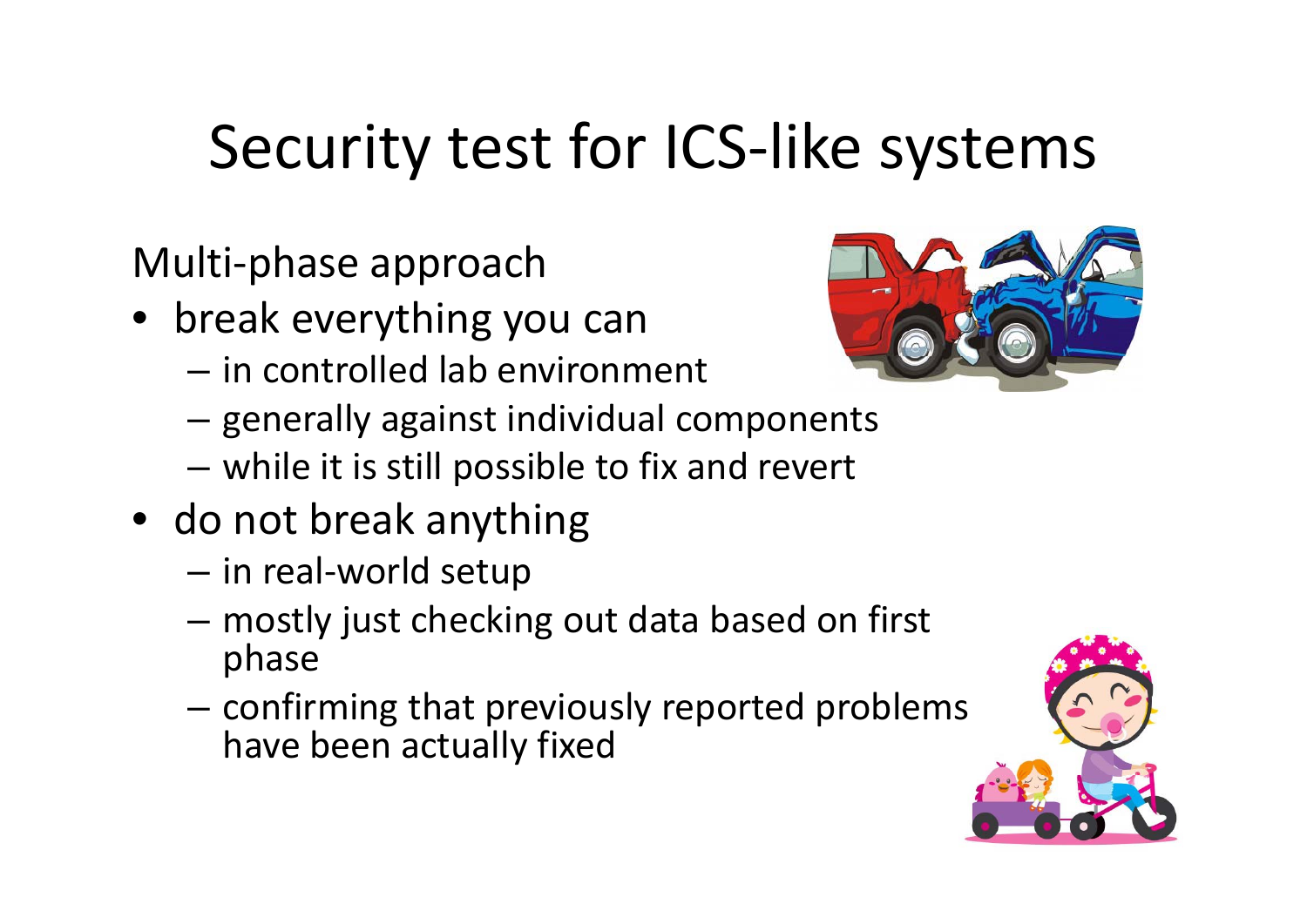# Security test for ICS-like systems

Multi-phase approach

- break everything you can
  - in controlled lab environment
  - generally against individual components
  - while it is still possible to fix and revert
- do not break anything
  - in real-world setup
  - mostly just checking out data based on first phase
  - confirming that previously reported problems have been actually fixed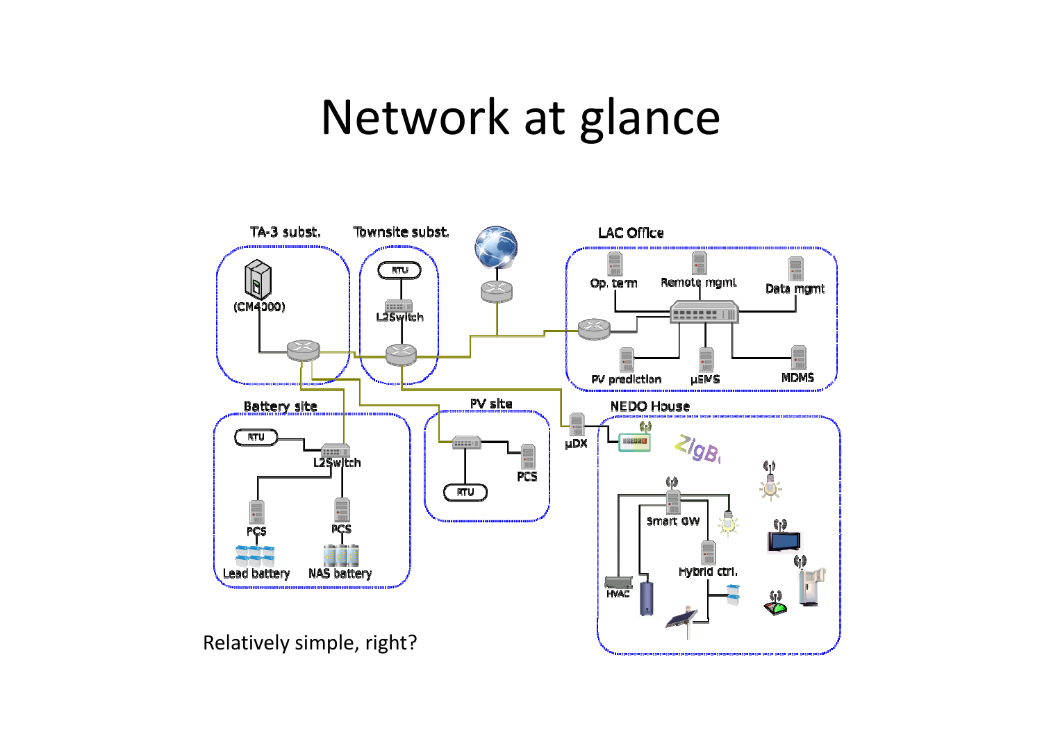# Network at glance

Relatively simple, right?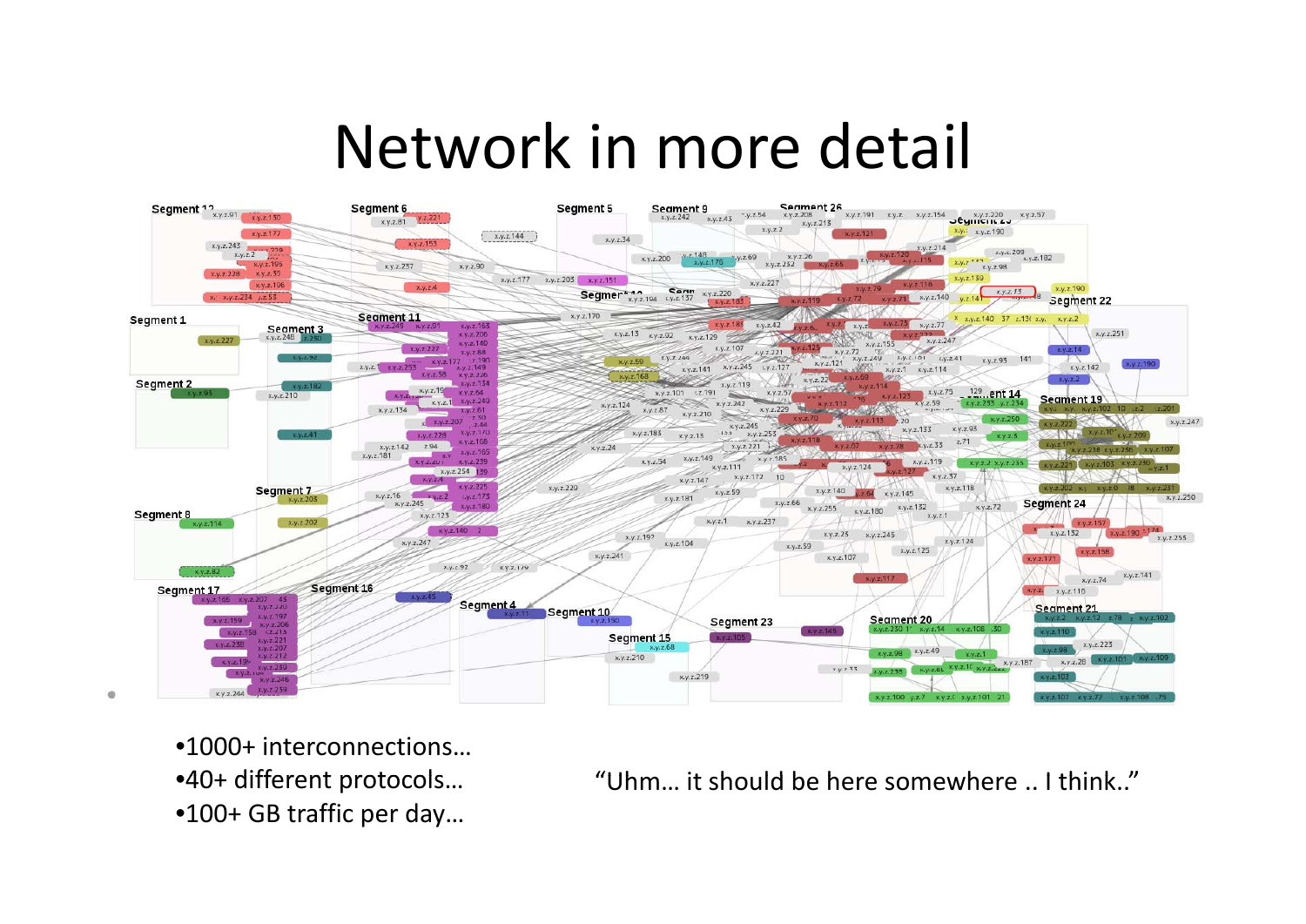# Network in more detail

- 1000+ interconnections…
- 40+ different protocols…
- 100+ GB traffic per day…

"Uhm… it should be here somewhere .. I think.."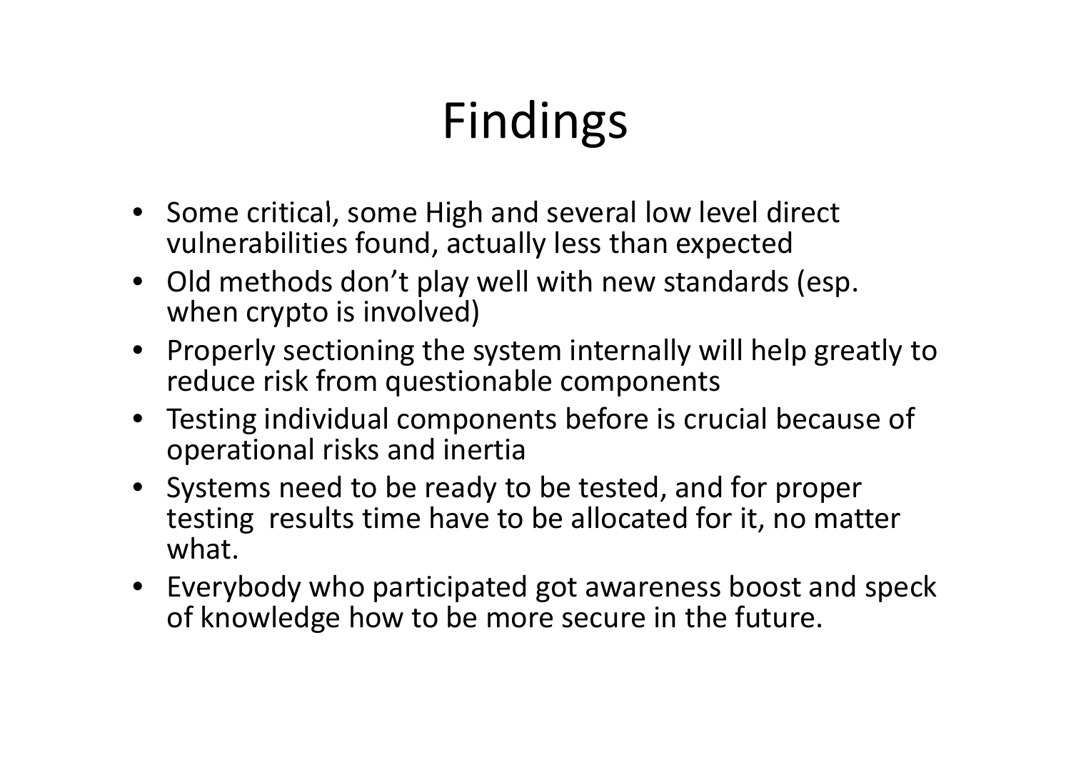# Findings

- Some critical, some High and several low level direct vulnerabilities found, actually less than expected
- Old methods don't play well with new standards (esp. when crypto is involved)
- Properly sectioning the system internally will help greatly to reduce risk from questionable components
- Testing individual components before is crucial because of operational risks and inertia
- Systems need to be ready to be tested, and for proper testing results time have to be allocated for it, no matter what.
- Everybody who participated got awareness boost and speck of knowledge how to be more secure in the future.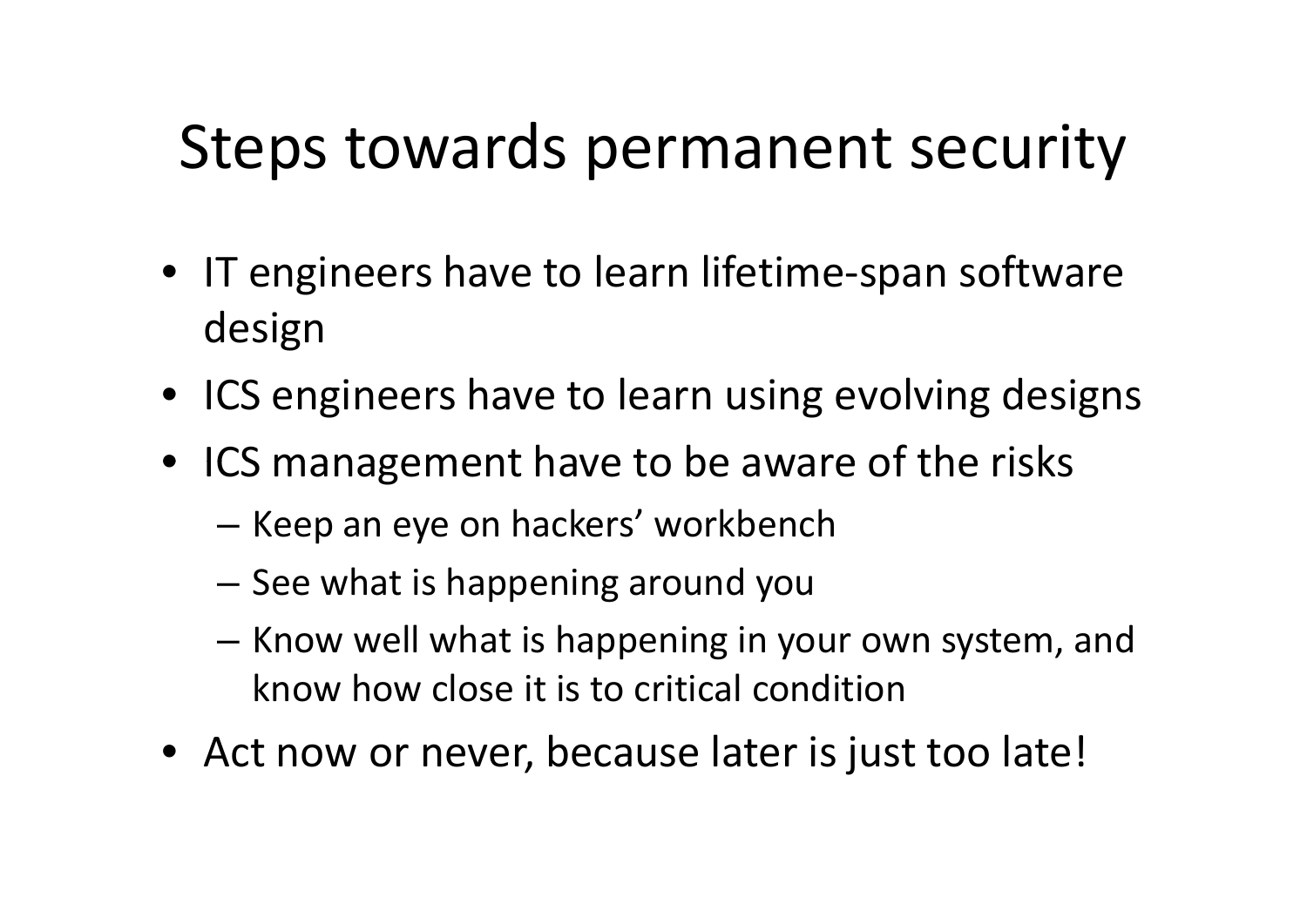# Steps towards permanent security

- IT engineers have to learn lifetime-span software design
- ICS engineers have to learn using evolving designs
- ICS management have to be aware of the risks
  - Keep an eye on hackers' workbench
  - See what is happening around you
  - Know well what is happening in your own system, and know how close it is to critical condition
- Act now or never, because later is just too late!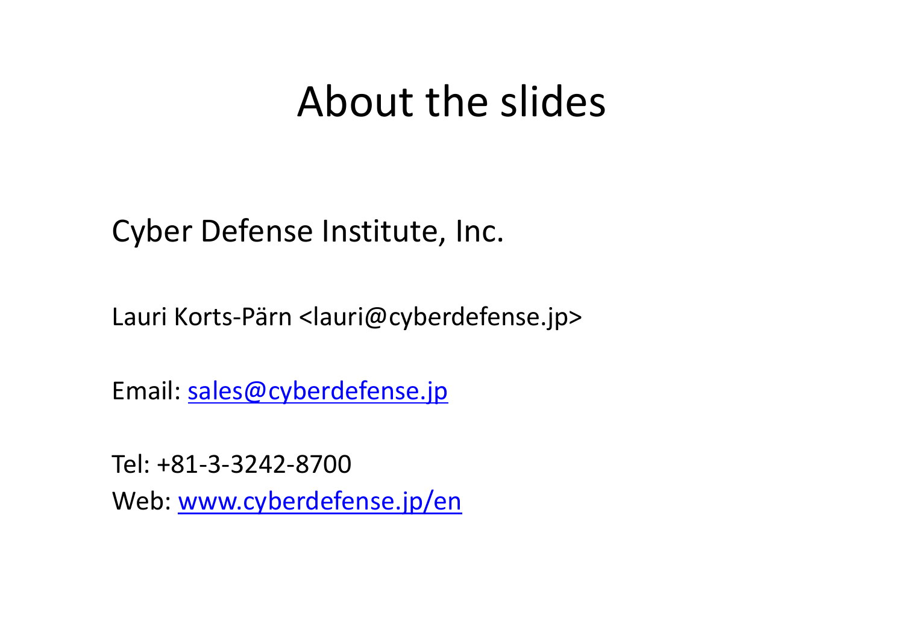# About the slides

Cyber Defense Institute, Inc.

Lauri Korts-Pärn <lauri@cyberdefense.jp>

Email: sales@cyberdefense.jp

Tel: +81-3-3242-8700
Web: www.cyberdefense.jp/en